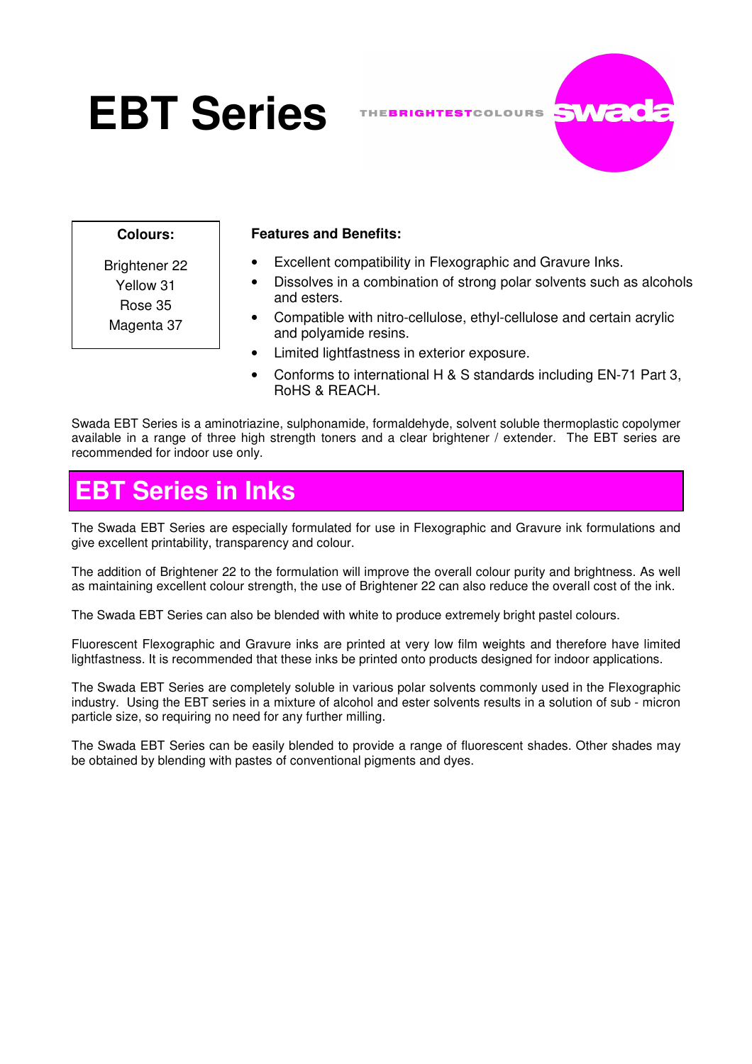# EBT Series

THEBRIGHTESTCOLOURS swada

**Colours:**

Brightener 22
Yellow 31
Rose 35
Magenta 37

**Features and Benefits:**

- Excellent compatibility in Flexographic and Gravure Inks.
- Dissolves in a combination of strong polar solvents such as alcohols and esters.
- Compatible with nitro-cellulose, ethyl-cellulose and certain acrylic and polyamide resins.
- Limited lightfastness in exterior exposure.
- Conforms to international H & S standards including EN-71 Part 3, RoHS & REACH.

Swada EBT Series is a aminotriazine, sulphonamide, formaldehyde, solvent soluble thermoplastic copolymer available in a range of three high strength toners and a clear brightener / extender. The EBT series are recommended for indoor use only.

## EBT Series in Inks

The Swada EBT Series are especially formulated for use in Flexographic and Gravure ink formulations and give excellent printability, transparency and colour.

The addition of Brightener 22 to the formulation will improve the overall colour purity and brightness. As well as maintaining excellent colour strength, the use of Brightener 22 can also reduce the overall cost of the ink.

The Swada EBT Series can also be blended with white to produce extremely bright pastel colours.

Fluorescent Flexographic and Gravure inks are printed at very low film weights and therefore have limited lightfastness. It is recommended that these inks be printed onto products designed for indoor applications.

The Swada EBT Series are completely soluble in various polar solvents commonly used in the Flexographic industry. Using the EBT series in a mixture of alcohol and ester solvents results in a solution of sub - micron particle size, so requiring no need for any further milling.

The Swada EBT Series can be easily blended to provide a range of fluorescent shades. Other shades may be obtained by blending with pastes of conventional pigments and dyes.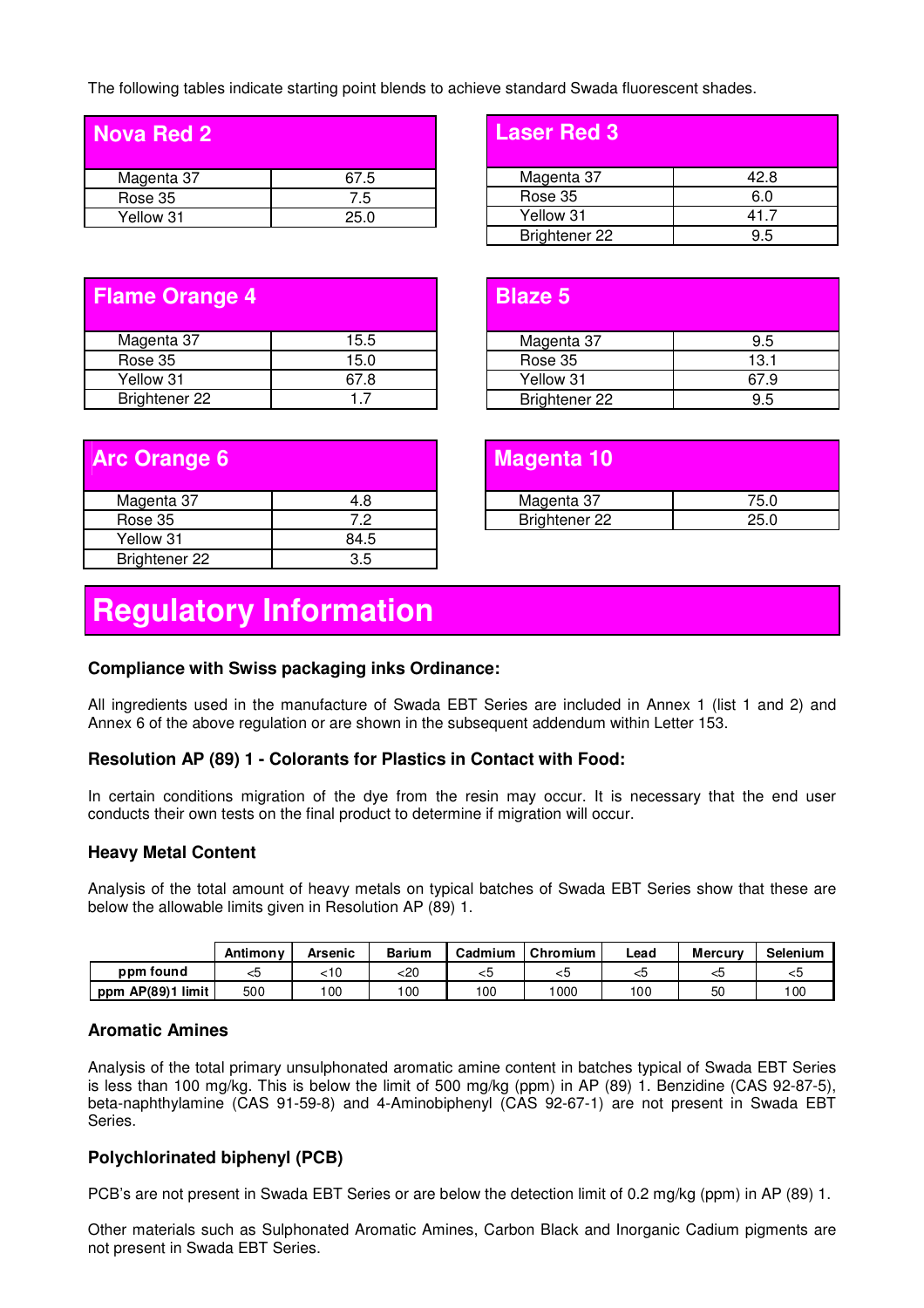The following tables indicate starting point blends to achieve standard Swada fluorescent shades.

| Nova Red 2 | |
|---|---|
| Magenta 37 | 67.5 |
| Rose 35 | 7.5 |
| Yellow 31 | 25.0 |

| Laser Red 3 | |
|---|---|
| Magenta 37 | 42.8 |
| Rose 35 | 6.0 |
| Yellow 31 | 41.7 |
| Brightener 22 | 9.5 |

| Flame Orange 4 | |
|---|---|
| Magenta 37 | 15.5 |
| Rose 35 | 15.0 |
| Yellow 31 | 67.8 |
| Brightener 22 | 1.7 |

| Blaze 5 | |
|---|---|
| Magenta 37 | 9.5 |
| Rose 35 | 13.1 |
| Yellow 31 | 67.9 |
| Brightener 22 | 9.5 |

| Arc Orange 6 | |
|---|---|
| Magenta 37 | 4.8 |
| Rose 35 | 7.2 |
| Yellow 31 | 84.5 |
| Brightener 22 | 3.5 |

| Magenta 10 | |
|---|---|
| Magenta 37 | 75.0 |
| Brightener 22 | 25.0 |

# Regulatory Information

### Compliance with Swiss packaging inks Ordinance:

All ingredients used in the manufacture of Swada EBT Series are included in Annex 1 (list 1 and 2) and Annex 6 of the above regulation or are shown in the subsequent addendum within Letter 153.

### Resolution AP (89) 1 - Colorants for Plastics in Contact with Food:

In certain conditions migration of the dye from the resin may occur. It is necessary that the end user conducts their own tests on the final product to determine if migration will occur.

### Heavy Metal Content

Analysis of the total amount of heavy metals on typical batches of Swada EBT Series show that these are below the allowable limits given in Resolution AP (89) 1.

| | Antimony | Arsenic | Barium | Cadmium | Chromium | Lead | Mercury | Selenium |
|---|---|---|---|---|---|---|---|---|
| ppm found | <5 | <10 | <20 | <5 | <5 | <5 | <5 | <5 |
| ppm AP(89)1 limit | 500 | 100 | 100 | 100 | 1000 | 100 | 50 | 100 |

### Aromatic Amines

Analysis of the total primary unsulphonated aromatic amine content in batches typical of Swada EBT Series is less than 100 mg/kg. This is below the limit of 500 mg/kg (ppm) in AP (89) 1. Benzidine (CAS 92-87-5), beta-naphthylamine (CAS 91-59-8) and 4-Aminobiphenyl (CAS 92-67-1) are not present in Swada EBT Series.

### Polychlorinated biphenyl (PCB)

PCB's are not present in Swada EBT Series or are below the detection limit of 0.2 mg/kg (ppm) in AP (89) 1.

Other materials such as Sulphonated Aromatic Amines, Carbon Black and Inorganic Cadium pigments are not present in Swada EBT Series.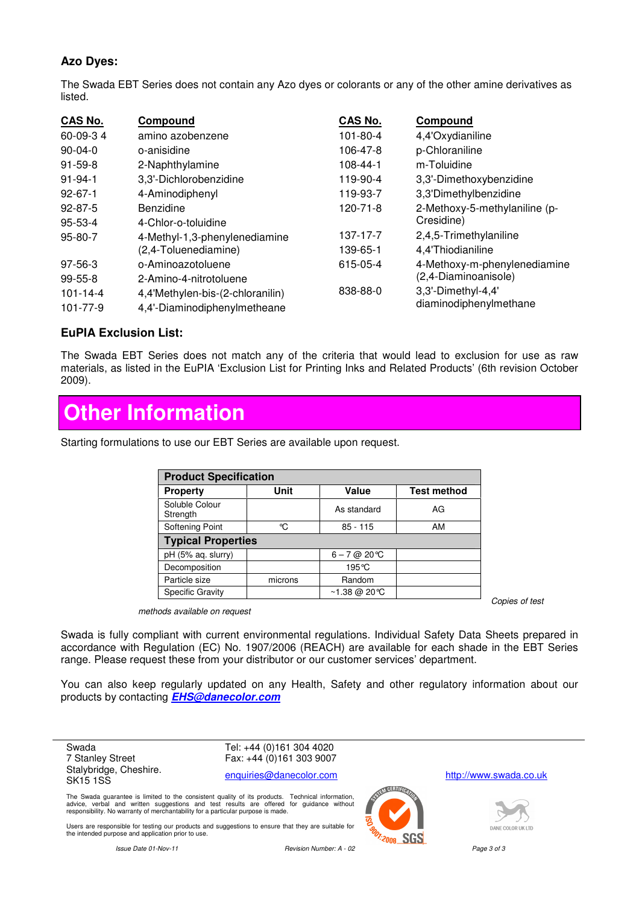### Azo Dyes:

The Swada EBT Series does not contain any Azo dyes or colorants or any of the other amine derivatives as listed.

| CAS No. | Compound | CAS No. | Compound |
|---|---|---|---|
| 60-09-3 4 | amino azobenzene | 101-80-4 | 4,4'Oxydianiline |
| 90-04-0 | o-anisidine | 106-47-8 | p-Chloraniline |
| 91-59-8 | 2-Naphthylamine | 108-44-1 | m-Toluidine |
| 91-94-1 | 3,3'-Dichlorobenzidine | 119-90-4 | 3,3'-Dimethoxybenzidine |
| 92-67-1 | 4-Aminodiphenyl | 119-93-7 | 3,3'Dimethylbenzidine |
| 92-87-5 | Benzidine | 120-71-8 | 2-Methoxy-5-methylaniline (p-Cresidine) |
| 95-53-4 | 4-Chlor-o-toluidine | 137-17-7 | 2,4,5-Trimethylaniline |
| 95-80-7 | 4-Methyl-1,3-phenylenediamine (2,4-Toluenediamine) | 139-65-1 | 4,4'Thiodianiline |
| 97-56-3 | o-Aminoazotoluene | 615-05-4 | 4-Methoxy-m-phenylenediamine (2,4-Diaminoanisole) |
| 99-55-8 | 2-Amino-4-nitrotoluene | 838-88-0 | 3,3'-Dimethyl-4,4' diaminodiphenylmethane |
| 101-14-4 | 4,4'Methylen-bis-(2-chloranilin) | | |
| 101-77-9 | 4,4'-Diaminodiphenylmetheane | | |

### EuPIA Exclusion List:

The Swada EBT Series does not match any of the criteria that would lead to exclusion for use as raw materials, as listed in the EuPIA 'Exclusion List for Printing Inks and Related Products' (6th revision October 2009).

# Other Information

Starting formulations to use our EBT Series are available upon request.

| Product Specification | | | |
|---|---|---|---|
| **Property** | **Unit** | **Value** | **Test method** |
| Soluble Colour Strength | | As standard | AG |
| Softening Point | ℃ | 85 - 115 | AM |
| **Typical Properties** | | | |
| pH (5% aq. slurry) | | 6 – 7 @ 20℃ | |
| Decomposition | | 195℃ | |
| Particle size | microns | Random | |
| Specific Gravity | | ~1.38 @ 20℃ | |

*Copies of test methods available on request*

Swada is fully compliant with current environmental regulations. Individual Safety Data Sheets prepared in accordance with Regulation (EC) No. 1907/2006 (REACH) are available for each shade in the EBT Series range. Please request these from your distributor or our customer services' department.

You can also keep regularly updated on any Health, Safety and other regulatory information about our products by contacting ***EHS@danecolor.com***

Swada
7 Stanley Street
Stalybridge, Cheshire.
SK15 1SS

Tel: +44 (0)161 304 4020
Fax: +44 (0)161 303 9007

enquiries@danecolor.com

http://www.swada.co.uk

The Swada guarantee is limited to the consistent quality of its products. Technical information, advice, verbal and written suggestions and test results are offered for guidance without responsibility. No warranty of merchantability for a particular purpose is made.

Users are responsible for testing our products and suggestions to ensure that they are suitable for the intended purpose and application prior to use.

*Issue Date 01-Nov-11* *Revision Number: A - 02*